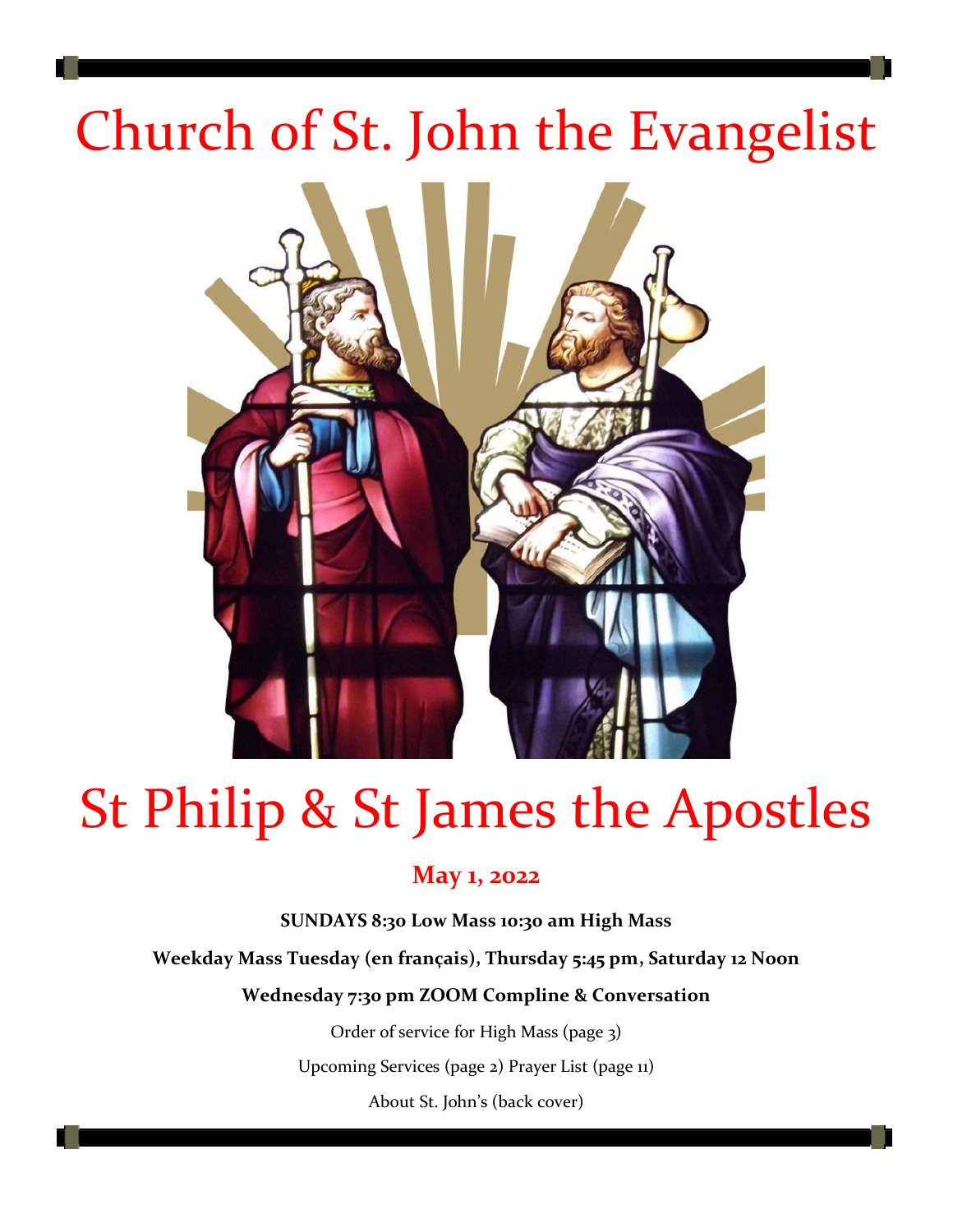# Church of St. John the Evangelist

# St Philip & St James the Apostles

## May 1, 2022

**SUNDAYS 8:30 Low Mass 10:30 am High Mass**

**Weekday Mass Tuesday (en français), Thursday 5:45 pm, Saturday 12 Noon**

**Wednesday 7:30 pm ZOOM Compline & Conversation**

Order of service for High Mass (page 3)

Upcoming Services (page 2) Prayer List (page 11)

About St. John's (back cover)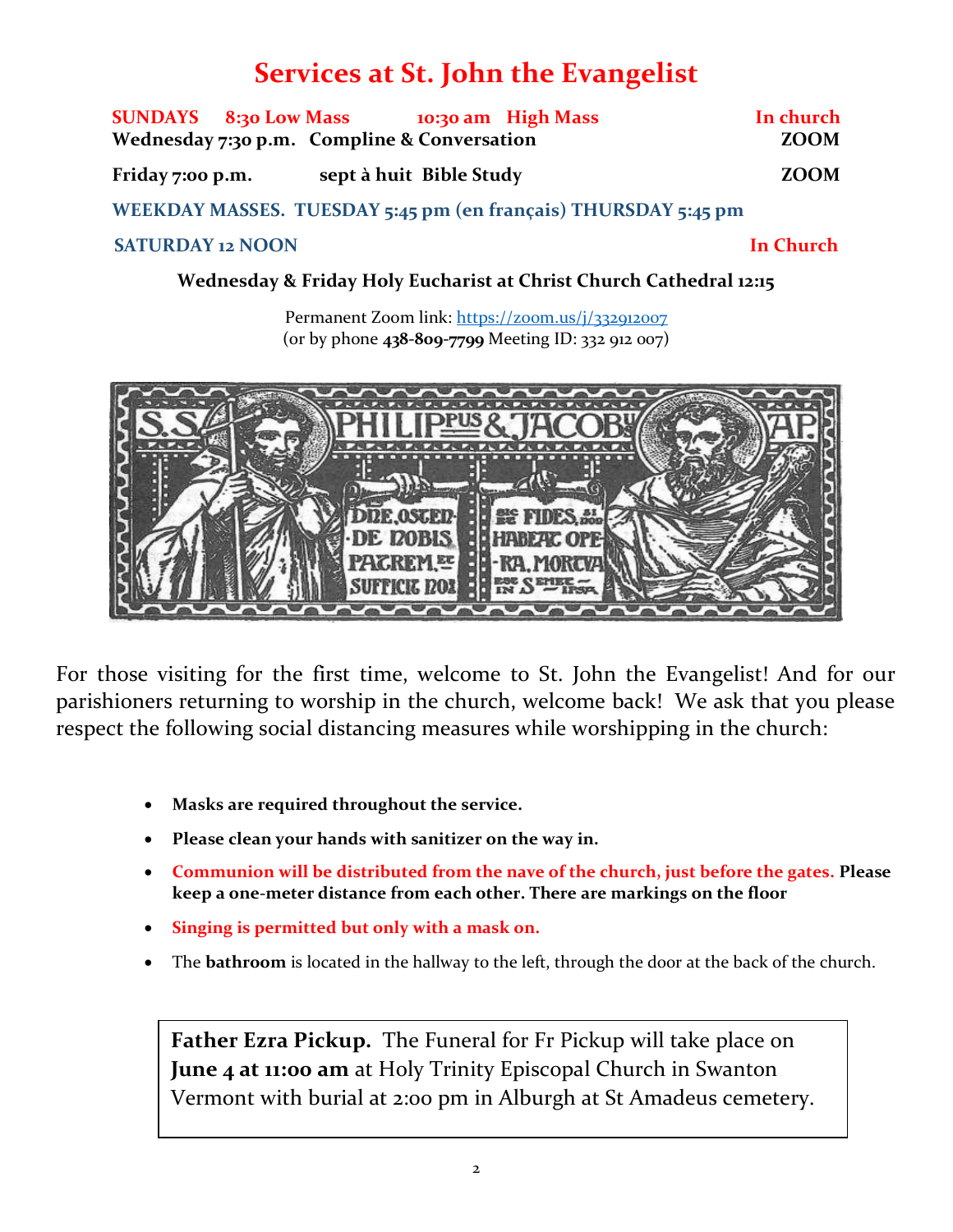# Services at St. John the Evangelist

**SUNDAYS 8:30 Low Mass 10:30 am High Mass** — **In church**

**Wednesday 7:30 p.m. Compline & Conversation** — **ZOOM**

**Friday 7:00 p.m. sept à huit Bible Study** — **ZOOM**

**WEEKDAY MASSES. TUESDAY 5:45 pm (en français) THURSDAY 5:45 pm**

**SATURDAY 12 NOON** — **In Church**

**Wednesday & Friday Holy Eucharist at Christ Church Cathedral 12:15**

Permanent Zoom link: https://zoom.us/j/332912007
(or by phone **438-809-7799** Meeting ID: 332 912 007)

For those visiting for the first time, welcome to St. John the Evangelist! And for our parishioners returning to worship in the church, welcome back! We ask that you please respect the following social distancing measures while worshipping in the church:

- **Masks are required throughout the service.**
- **Please clean your hands with sanitizer on the way in.**
- **Communion will be distributed from the nave of the church, just before the gates. Please keep a one-meter distance from each other. There are markings on the floor**
- **Singing is permitted but only with a mask on.**
- The **bathroom** is located in the hallway to the left, through the door at the back of the church.

**Father Ezra Pickup.** The Funeral for Fr Pickup will take place on **June 4 at 11:00 am** at Holy Trinity Episcopal Church in Swanton Vermont with burial at 2:00 pm in Alburgh at St Amadeus cemetery.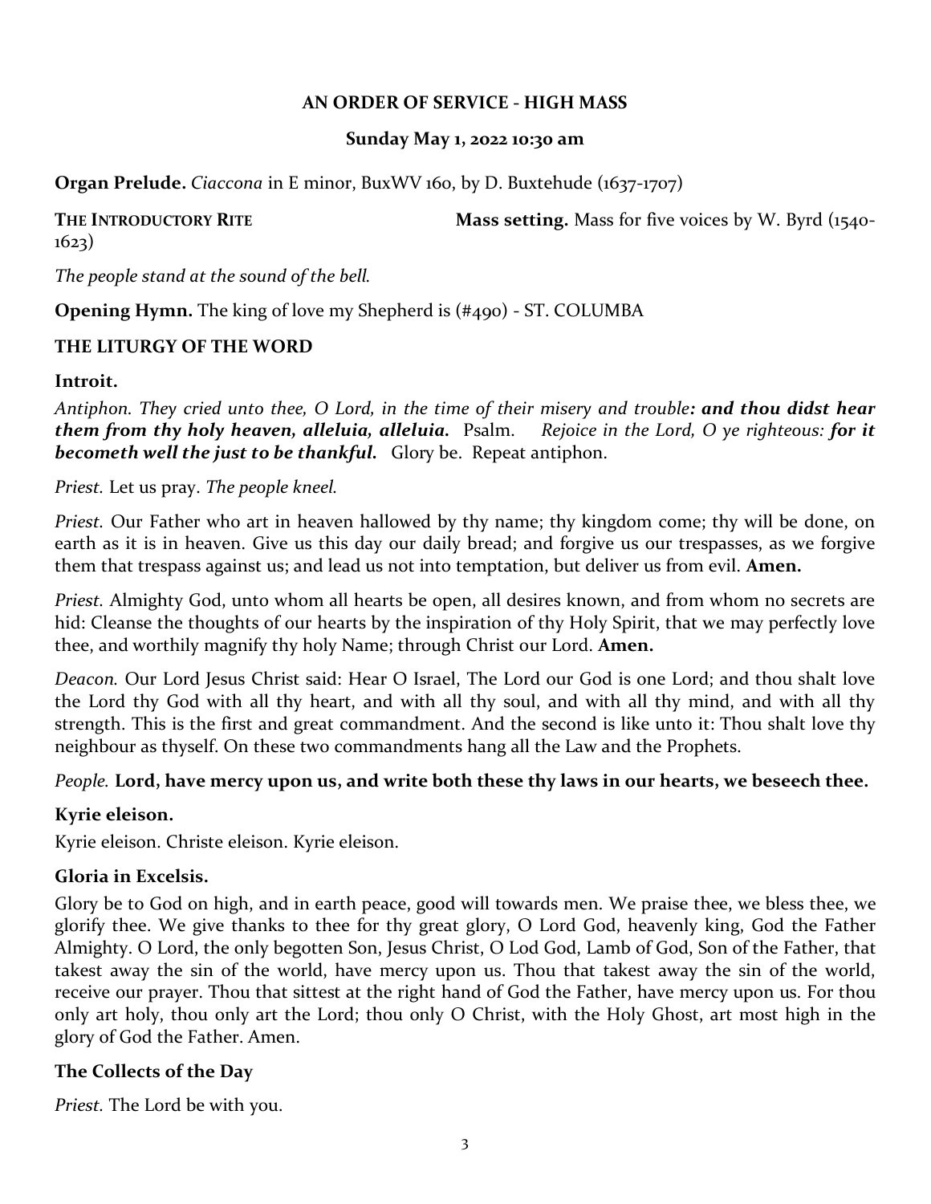## AN ORDER OF SERVICE - HIGH MASS

**Sunday May 1, 2022 10:30 am**

**Organ Prelude.** *Ciaccona* in E minor, BuxWV 160, by D. Buxtehude (1637-1707)

**THE INTRODUCTORY RITE** **Mass setting.** Mass for five voices by W. Byrd (1540-1623)

*The people stand at the sound of the bell.*

**Opening Hymn.** The king of love my Shepherd is (#490) - ST. COLUMBA

### THE LITURGY OF THE WORD

**Introit.**

*Antiphon. They cried unto thee, O Lord, in the time of their misery and trouble**: and thou didst hear them from thy holy heaven, alleluia, alleluia.*** Psalm. *Rejoice in the Lord, O ye righteous:* ***for it becometh well the just to be thankful.*** Glory be. Repeat antiphon.

*Priest.* Let us pray. *The people kneel.*

*Priest.* Our Father who art in heaven hallowed by thy name; thy kingdom come; thy will be done, on earth as it is in heaven. Give us this day our daily bread; and forgive us our trespasses, as we forgive them that trespass against us; and lead us not into temptation, but deliver us from evil. **Amen.**

*Priest.* Almighty God, unto whom all hearts be open, all desires known, and from whom no secrets are hid: Cleanse the thoughts of our hearts by the inspiration of thy Holy Spirit, that we may perfectly love thee, and worthily magnify thy holy Name; through Christ our Lord. **Amen.**

*Deacon.* Our Lord Jesus Christ said: Hear O Israel, The Lord our God is one Lord; and thou shalt love the Lord thy God with all thy heart, and with all thy soul, and with all thy mind, and with all thy strength. This is the first and great commandment. And the second is like unto it: Thou shalt love thy neighbour as thyself. On these two commandments hang all the Law and the Prophets.

*People.* **Lord, have mercy upon us, and write both these thy laws in our hearts, we beseech thee.**

**Kyrie eleison.**

Kyrie eleison. Christe eleison. Kyrie eleison.

**Gloria in Excelsis.**

Glory be to God on high, and in earth peace, good will towards men. We praise thee, we bless thee, we glorify thee. We give thanks to thee for thy great glory, O Lord God, heavenly king, God the Father Almighty. O Lord, the only begotten Son, Jesus Christ, O Lod God, Lamb of God, Son of the Father, that takest away the sin of the world, have mercy upon us. Thou that takest away the sin of the world, receive our prayer. Thou that sittest at the right hand of God the Father, have mercy upon us. For thou only art holy, thou only art the Lord; thou only O Christ, with the Holy Ghost, art most high in the glory of God the Father. Amen.

**The Collects of the Day**

*Priest.* The Lord be with you.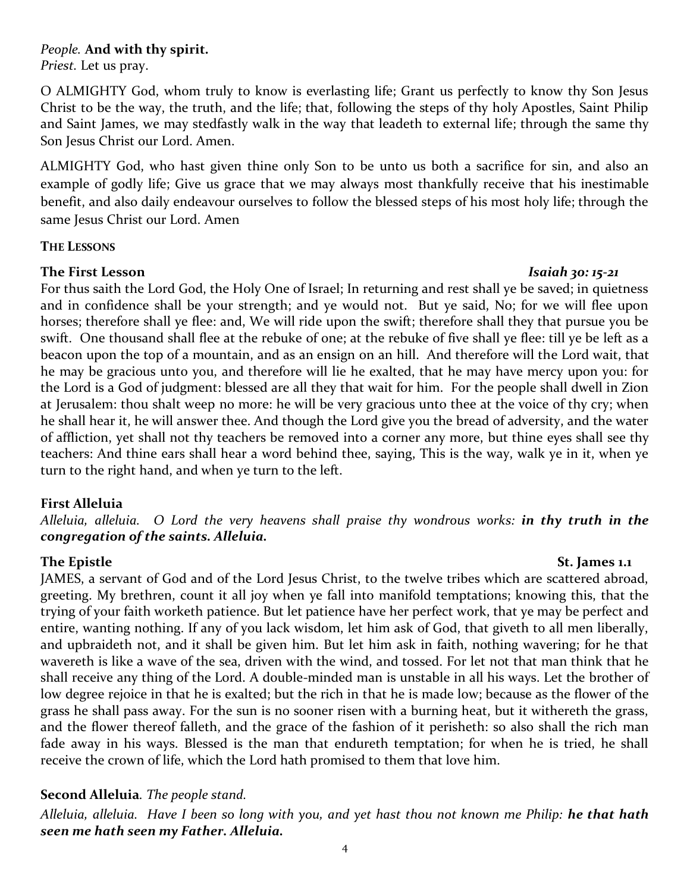*People.* **And with thy spirit.**
*Priest.* Let us pray.

O ALMIGHTY God, whom truly to know is everlasting life; Grant us perfectly to know thy Son Jesus Christ to be the way, the truth, and the life; that, following the steps of thy holy Apostles, Saint Philip and Saint James, we may stedfastly walk in the way that leadeth to external life; through the same thy Son Jesus Christ our Lord. Amen.

ALMIGHTY God, who hast given thine only Son to be unto us both a sacrifice for sin, and also an example of godly life; Give us grace that we may always most thankfully receive that his inestimable benefit, and also daily endeavour ourselves to follow the blessed steps of his most holy life; through the same Jesus Christ our Lord. Amen

**THE LESSONS**

**The First Lesson** *Isaiah 30: 15-21*

For thus saith the Lord God, the Holy One of Israel; In returning and rest shall ye be saved; in quietness and in confidence shall be your strength; and ye would not. But ye said, No; for we will flee upon horses; therefore shall ye flee: and, We will ride upon the swift; therefore shall they that pursue you be swift. One thousand shall flee at the rebuke of one; at the rebuke of five shall ye flee: till ye be left as a beacon upon the top of a mountain, and as an ensign on an hill. And therefore will the Lord wait, that he may be gracious unto you, and therefore will lie he exalted, that he may have mercy upon you: for the Lord is a God of judgment: blessed are all they that wait for him. For the people shall dwell in Zion at Jerusalem: thou shalt weep no more: he will be very gracious unto thee at the voice of thy cry; when he shall hear it, he will answer thee. And though the Lord give you the bread of adversity, and the water of affliction, yet shall not thy teachers be removed into a corner any more, but thine eyes shall see thy teachers: And thine ears shall hear a word behind thee, saying, This is the way, walk ye in it, when ye turn to the right hand, and when ye turn to the left.

**First Alleluia**

*Alleluia, alleluia. O Lord the very heavens shall praise thy wondrous works:* ***in thy truth in the congregation of the saints. Alleluia.***

**The Epistle** **St. James 1.1**

JAMES, a servant of God and of the Lord Jesus Christ, to the twelve tribes which are scattered abroad, greeting. My brethren, count it all joy when ye fall into manifold temptations; knowing this, that the trying of your faith worketh patience. But let patience have her perfect work, that ye may be perfect and entire, wanting nothing. If any of you lack wisdom, let him ask of God, that giveth to all men liberally, and upbraideth not, and it shall be given him. But let him ask in faith, nothing wavering; for he that wavereth is like a wave of the sea, driven with the wind, and tossed. For let not that man think that he shall receive any thing of the Lord. A double-minded man is unstable in all his ways. Let the brother of low degree rejoice in that he is exalted; but the rich in that he is made low; because as the flower of the grass he shall pass away. For the sun is no sooner risen with a burning heat, but it withereth the grass, and the flower thereof falleth, and the grace of the fashion of it perisheth: so also shall the rich man fade away in his ways. Blessed is the man that endureth temptation; for when he is tried, he shall receive the crown of life, which the Lord hath promised to them that love him.

**Second Alleluia**. *The people stand.*

*Alleluia, alleluia. Have I been so long with you, and yet hast thou not known me Philip:* ***he that hath seen me hath seen my Father. Alleluia.***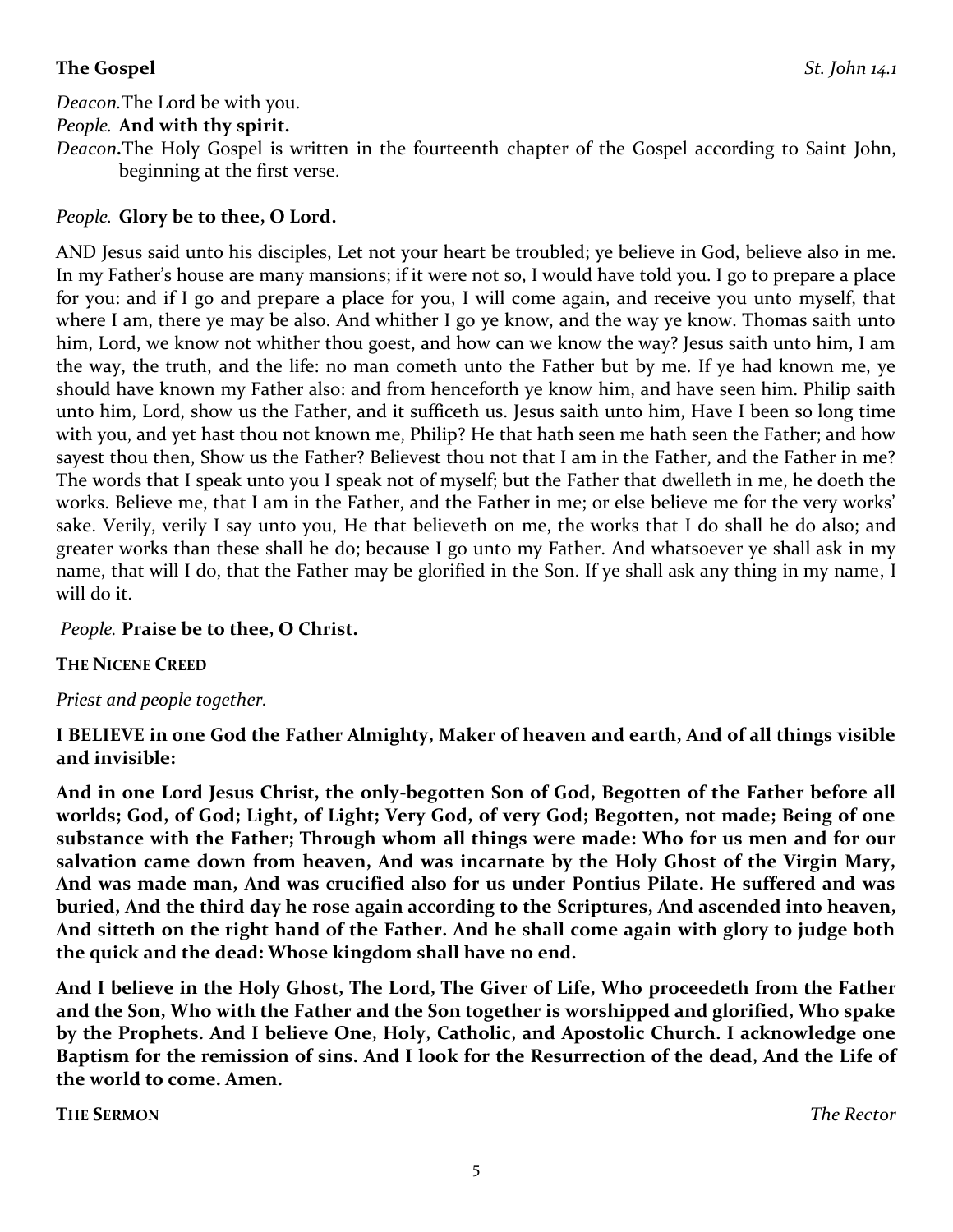**The Gospel** *St. John 14.1*

*Deacon.*The Lord be with you.

*People.* **And with thy spirit.**

*Deacon***.**The Holy Gospel is written in the fourteenth chapter of the Gospel according to Saint John, beginning at the first verse.

*People.* **Glory be to thee, O Lord.**

AND Jesus said unto his disciples, Let not your heart be troubled; ye believe in God, believe also in me. In my Father's house are many mansions; if it were not so, I would have told you. I go to prepare a place for you: and if I go and prepare a place for you, I will come again, and receive you unto myself, that where I am, there ye may be also. And whither I go ye know, and the way ye know. Thomas saith unto him, Lord, we know not whither thou goest, and how can we know the way? Jesus saith unto him, I am the way, the truth, and the life: no man cometh unto the Father but by me. If ye had known me, ye should have known my Father also: and from henceforth ye know him, and have seen him. Philip saith unto him, Lord, show us the Father, and it sufficeth us. Jesus saith unto him, Have I been so long time with you, and yet hast thou not known me, Philip? He that hath seen me hath seen the Father; and how sayest thou then, Show us the Father? Believest thou not that I am in the Father, and the Father in me? The words that I speak unto you I speak not of myself; but the Father that dwelleth in me, he doeth the works. Believe me, that I am in the Father, and the Father in me; or else believe me for the very works' sake. Verily, verily I say unto you, He that believeth on me, the works that I do shall he do also; and greater works than these shall he do; because I go unto my Father. And whatsoever ye shall ask in my name, that will I do, that the Father may be glorified in the Son. If ye shall ask any thing in my name, I will do it.

*People.* **Praise be to thee, O Christ.**

**THE NICENE CREED**

*Priest and people together.*

**I BELIEVE in one God the Father Almighty, Maker of heaven and earth, And of all things visible and invisible:**

**And in one Lord Jesus Christ, the only-begotten Son of God, Begotten of the Father before all worlds; God, of God; Light, of Light; Very God, of very God; Begotten, not made; Being of one substance with the Father; Through whom all things were made: Who for us men and for our salvation came down from heaven, And was incarnate by the Holy Ghost of the Virgin Mary, And was made man, And was crucified also for us under Pontius Pilate. He suffered and was buried, And the third day he rose again according to the Scriptures, And ascended into heaven, And sitteth on the right hand of the Father. And he shall come again with glory to judge both the quick and the dead: Whose kingdom shall have no end.**

**And I believe in the Holy Ghost, The Lord, The Giver of Life, Who proceedeth from the Father and the Son, Who with the Father and the Son together is worshipped and glorified, Who spake by the Prophets. And I believe One, Holy, Catholic, and Apostolic Church. I acknowledge one Baptism for the remission of sins. And I look for the Resurrection of the dead, And the Life of the world to come. Amen.**

**THE SERMON** *The Rector*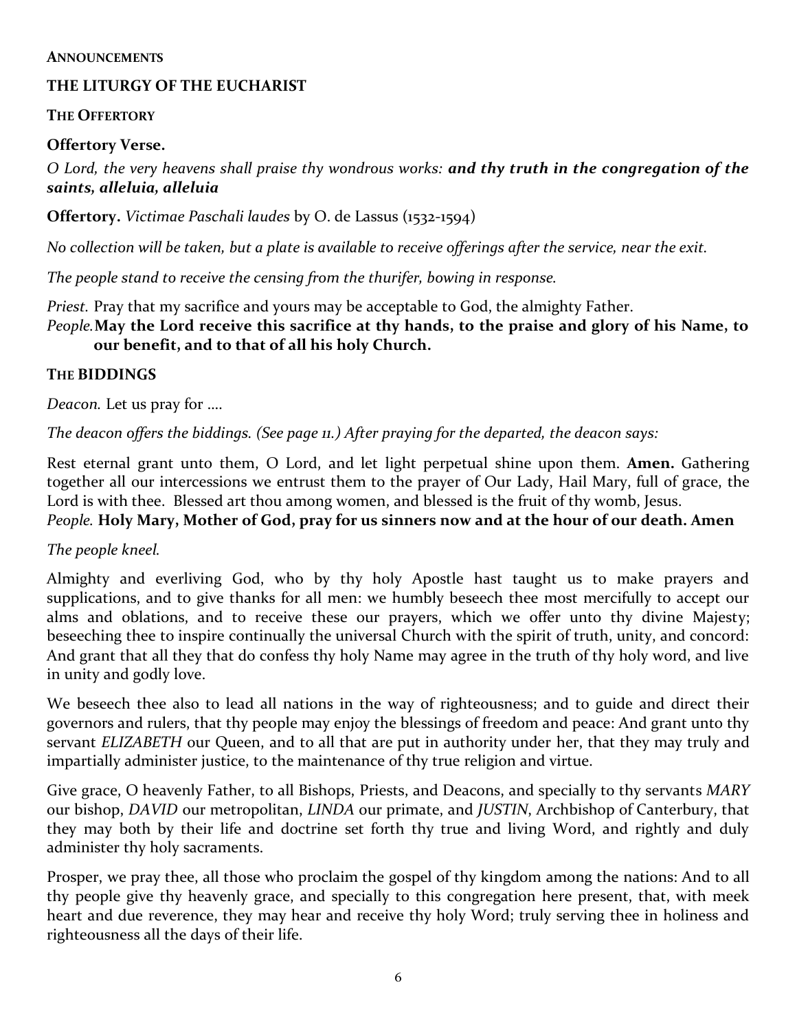**ANNOUNCEMENTS**

## THE LITURGY OF THE EUCHARIST

### THE OFFERTORY

**Offertory Verse.**

*O Lord, the very heavens shall praise thy wondrous works:* ***and thy truth in the congregation of the saints, alleluia, alleluia***

**Offertory.** *Victimae Paschali laudes* by O. de Lassus (1532-1594)

*No collection will be taken, but a plate is available to receive offerings after the service, near the exit.*

*The people stand to receive the censing from the thurifer, bowing in response.*

*Priest.* Pray that my sacrifice and yours may be acceptable to God, the almighty Father.
*People.* **May the Lord receive this sacrifice at thy hands, to the praise and glory of his Name, to our benefit, and to that of all his holy Church.**

### THE BIDDINGS

*Deacon.* Let us pray for ….

*The deacon offers the biddings. (See page 11.) After praying for the departed, the deacon says:*

Rest eternal grant unto them, O Lord, and let light perpetual shine upon them. **Amen.** Gathering together all our intercessions we entrust them to the prayer of Our Lady, Hail Mary, full of grace, the Lord is with thee. Blessed art thou among women, and blessed is the fruit of thy womb, Jesus.
*People.* **Holy Mary, Mother of God, pray for us sinners now and at the hour of our death. Amen**

*The people kneel.*

Almighty and everliving God, who by thy holy Apostle hast taught us to make prayers and supplications, and to give thanks for all men: we humbly beseech thee most mercifully to accept our alms and oblations, and to receive these our prayers, which we offer unto thy divine Majesty; beseeching thee to inspire continually the universal Church with the spirit of truth, unity, and concord: And grant that all they that do confess thy holy Name may agree in the truth of thy holy word, and live in unity and godly love.

We beseech thee also to lead all nations in the way of righteousness; and to guide and direct their governors and rulers, that thy people may enjoy the blessings of freedom and peace: And grant unto thy servant *ELIZABETH* our Queen, and to all that are put in authority under her, that they may truly and impartially administer justice, to the maintenance of thy true religion and virtue.

Give grace, O heavenly Father, to all Bishops, Priests, and Deacons, and specially to thy servants *MARY* our bishop, *DAVID* our metropolitan, *LINDA* our primate, and *JUSTIN*, Archbishop of Canterbury, that they may both by their life and doctrine set forth thy true and living Word, and rightly and duly administer thy holy sacraments.

Prosper, we pray thee, all those who proclaim the gospel of thy kingdom among the nations: And to all thy people give thy heavenly grace, and specially to this congregation here present, that, with meek heart and due reverence, they may hear and receive thy holy Word; truly serving thee in holiness and righteousness all the days of their life.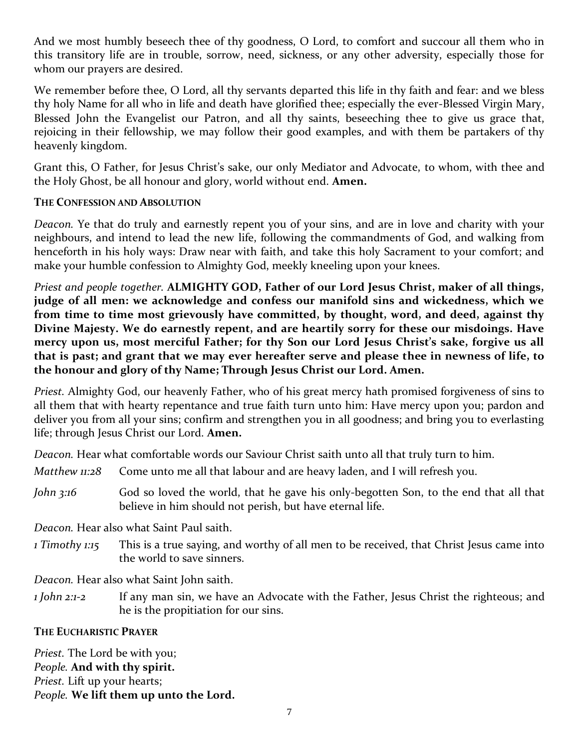And we most humbly beseech thee of thy goodness, O Lord, to comfort and succour all them who in this transitory life are in trouble, sorrow, need, sickness, or any other adversity, especially those for whom our prayers are desired.

We remember before thee, O Lord, all thy servants departed this life in thy faith and fear: and we bless thy holy Name for all who in life and death have glorified thee; especially the ever-Blessed Virgin Mary, Blessed John the Evangelist our Patron, and all thy saints, beseeching thee to give us grace that, rejoicing in their fellowship, we may follow their good examples, and with them be partakers of thy heavenly kingdom.

Grant this, O Father, for Jesus Christ's sake, our only Mediator and Advocate, to whom, with thee and the Holy Ghost, be all honour and glory, world without end. **Amen.**

**THE CONFESSION AND ABSOLUTION**

*Deacon.* Ye that do truly and earnestly repent you of your sins, and are in love and charity with your neighbours, and intend to lead the new life, following the commandments of God, and walking from henceforth in his holy ways: Draw near with faith, and take this holy Sacrament to your comfort; and make your humble confession to Almighty God, meekly kneeling upon your knees.

*Priest and people together.* **ALMIGHTY GOD, Father of our Lord Jesus Christ, maker of all things, judge of all men: we acknowledge and confess our manifold sins and wickedness, which we from time to time most grievously have committed, by thought, word, and deed, against thy Divine Majesty. We do earnestly repent, and are heartily sorry for these our misdoings. Have mercy upon us, most merciful Father; for thy Son our Lord Jesus Christ's sake, forgive us all that is past; and grant that we may ever hereafter serve and please thee in newness of life, to the honour and glory of thy Name; Through Jesus Christ our Lord. Amen.**

*Priest.* Almighty God, our heavenly Father, who of his great mercy hath promised forgiveness of sins to all them that with hearty repentance and true faith turn unto him: Have mercy upon you; pardon and deliver you from all your sins; confirm and strengthen you in all goodness; and bring you to everlasting life; through Jesus Christ our Lord. **Amen.**

*Deacon.* Hear what comfortable words our Saviour Christ saith unto all that truly turn to him.

*Matthew 11:28* Come unto me all that labour and are heavy laden, and I will refresh you.

*John 3:16* God so loved the world, that he gave his only-begotten Son, to the end that all that believe in him should not perish, but have eternal life.

*Deacon.* Hear also what Saint Paul saith.

*1 Timothy 1:15* This is a true saying, and worthy of all men to be received, that Christ Jesus came into the world to save sinners.

*Deacon.* Hear also what Saint John saith.

*1 John 2:1-2* If any man sin, we have an Advocate with the Father, Jesus Christ the righteous; and he is the propitiation for our sins.

**THE EUCHARISTIC PRAYER**

*Priest.* The Lord be with you;
*People.* **And with thy spirit.**
*Priest.* Lift up your hearts;
*People.* **We lift them up unto the Lord.**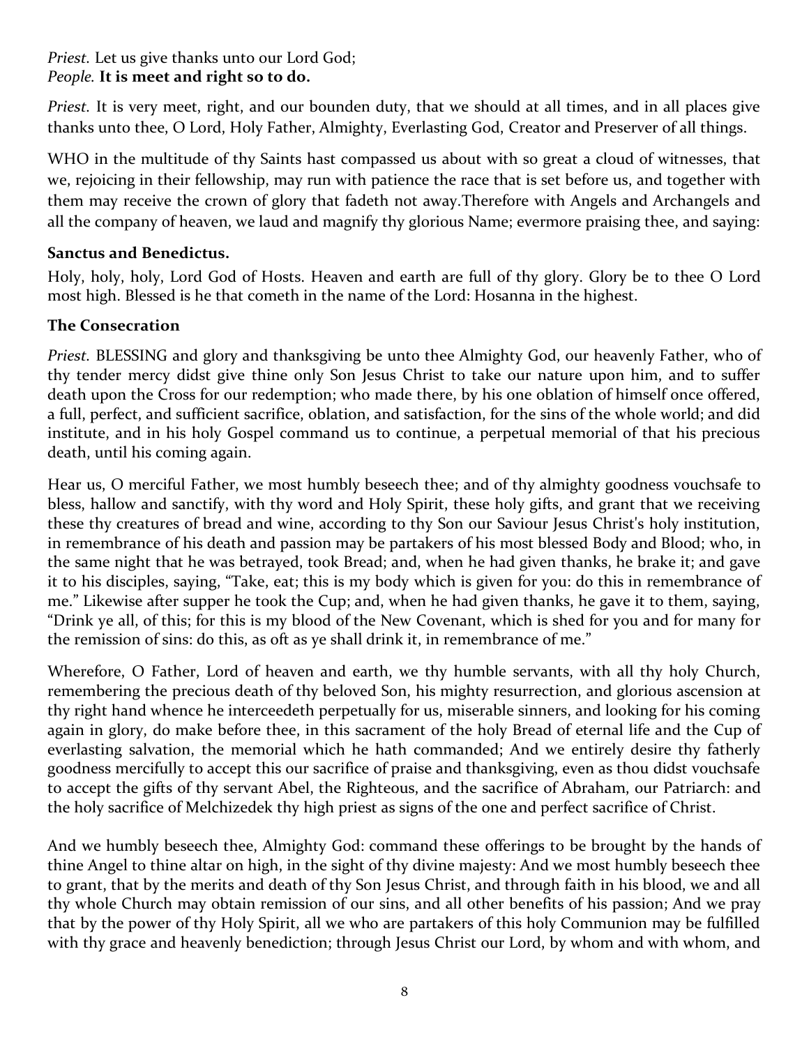*Priest.* Let us give thanks unto our Lord God;
*People.* **It is meet and right so to do.**

*Priest.* It is very meet, right, and our bounden duty, that we should at all times, and in all places give thanks unto thee, O Lord, Holy Father, Almighty, Everlasting God, Creator and Preserver of all things.

WHO in the multitude of thy Saints hast compassed us about with so great a cloud of witnesses, that we, rejoicing in their fellowship, may run with patience the race that is set before us, and together with them may receive the crown of glory that fadeth not away.Therefore with Angels and Archangels and all the company of heaven, we laud and magnify thy glorious Name; evermore praising thee, and saying:

**Sanctus and Benedictus.**

Holy, holy, holy, Lord God of Hosts. Heaven and earth are full of thy glory. Glory be to thee O Lord most high. Blessed is he that cometh in the name of the Lord: Hosanna in the highest.

**The Consecration**

*Priest.* BLESSING and glory and thanksgiving be unto thee Almighty God, our heavenly Father, who of thy tender mercy didst give thine only Son Jesus Christ to take our nature upon him, and to suffer death upon the Cross for our redemption; who made there, by his one oblation of himself once offered, a full, perfect, and sufficient sacrifice, oblation, and satisfaction, for the sins of the whole world; and did institute, and in his holy Gospel command us to continue, a perpetual memorial of that his precious death, until his coming again.

Hear us, O merciful Father, we most humbly beseech thee; and of thy almighty goodness vouchsafe to bless, hallow and sanctify, with thy word and Holy Spirit, these holy gifts, and grant that we receiving these thy creatures of bread and wine, according to thy Son our Saviour Jesus Christ's holy institution, in remembrance of his death and passion may be partakers of his most blessed Body and Blood; who, in the same night that he was betrayed, took Bread; and, when he had given thanks, he brake it; and gave it to his disciples, saying, "Take, eat; this is my body which is given for you: do this in remembrance of me." Likewise after supper he took the Cup; and, when he had given thanks, he gave it to them, saying, "Drink ye all, of this; for this is my blood of the New Covenant, which is shed for you and for many for the remission of sins: do this, as oft as ye shall drink it, in remembrance of me."

Wherefore, O Father, Lord of heaven and earth, we thy humble servants, with all thy holy Church, remembering the precious death of thy beloved Son, his mighty resurrection, and glorious ascension at thy right hand whence he interceedeth perpetually for us, miserable sinners, and looking for his coming again in glory, do make before thee, in this sacrament of the holy Bread of eternal life and the Cup of everlasting salvation, the memorial which he hath commanded; And we entirely desire thy fatherly goodness mercifully to accept this our sacrifice of praise and thanksgiving, even as thou didst vouchsafe to accept the gifts of thy servant Abel, the Righteous, and the sacrifice of Abraham, our Patriarch: and the holy sacrifice of Melchizedek thy high priest as signs of the one and perfect sacrifice of Christ.

And we humbly beseech thee, Almighty God: command these offerings to be brought by the hands of thine Angel to thine altar on high, in the sight of thy divine majesty: And we most humbly beseech thee to grant, that by the merits and death of thy Son Jesus Christ, and through faith in his blood, we and all thy whole Church may obtain remission of our sins, and all other benefits of his passion; And we pray that by the power of thy Holy Spirit, all we who are partakers of this holy Communion may be fulfilled with thy grace and heavenly benediction; through Jesus Christ our Lord, by whom and with whom, and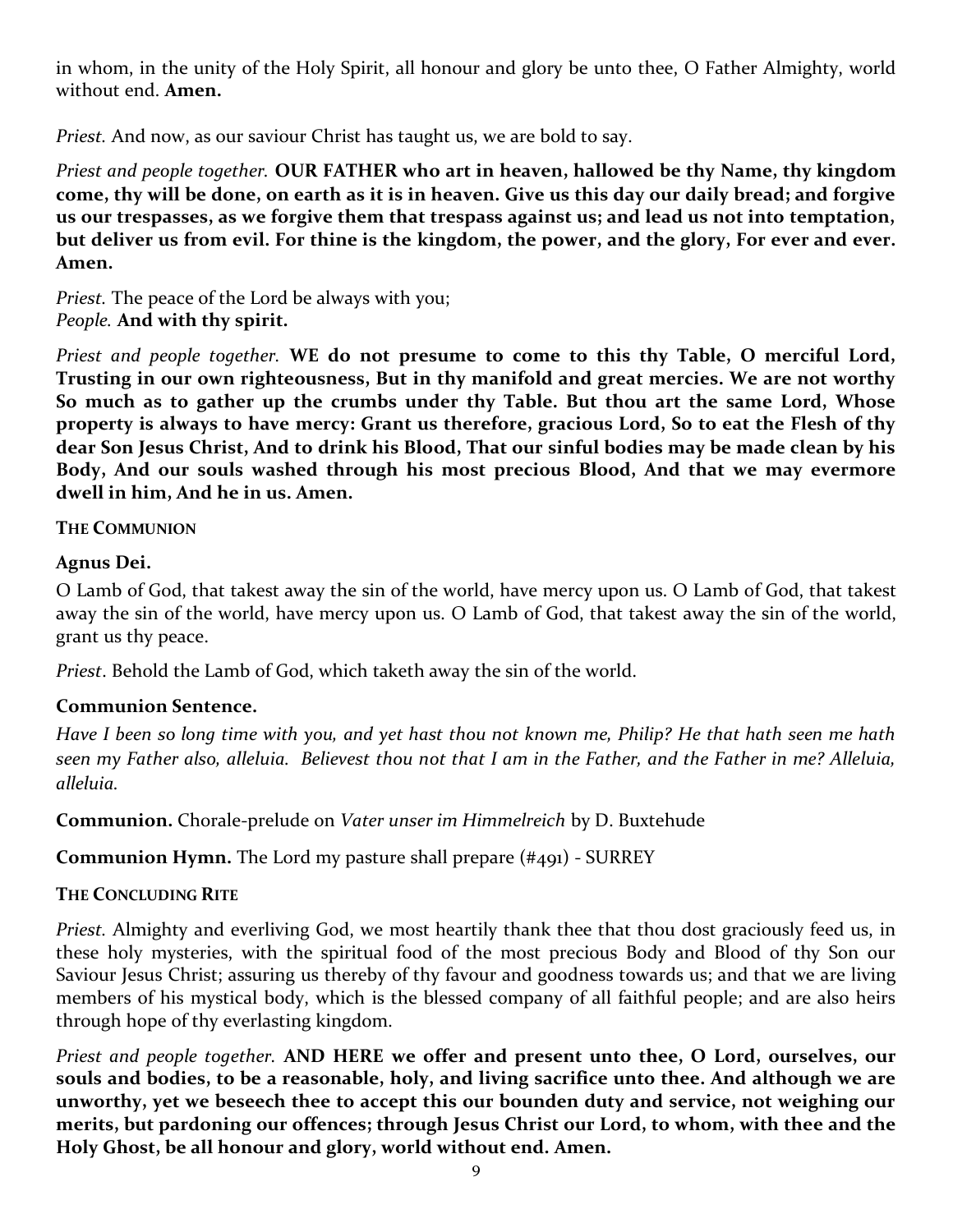in whom, in the unity of the Holy Spirit, all honour and glory be unto thee, O Father Almighty, world without end. **Amen.**

*Priest.* And now, as our saviour Christ has taught us, we are bold to say.

*Priest and people together.* **OUR FATHER who art in heaven, hallowed be thy Name, thy kingdom come, thy will be done, on earth as it is in heaven. Give us this day our daily bread; and forgive us our trespasses, as we forgive them that trespass against us; and lead us not into temptation, but deliver us from evil. For thine is the kingdom, the power, and the glory, For ever and ever. Amen.**

*Priest.* The peace of the Lord be always with you;
*People.* **And with thy spirit.**

*Priest and people together.* **WE do not presume to come to this thy Table, O merciful Lord, Trusting in our own righteousness, But in thy manifold and great mercies. We are not worthy So much as to gather up the crumbs under thy Table. But thou art the same Lord, Whose property is always to have mercy: Grant us therefore, gracious Lord, So to eat the Flesh of thy dear Son Jesus Christ, And to drink his Blood, That our sinful bodies may be made clean by his Body, And our souls washed through his most precious Blood, And that we may evermore dwell in him, And he in us. Amen.**

**THE COMMUNION**

**Agnus Dei.**

O Lamb of God, that takest away the sin of the world, have mercy upon us. O Lamb of God, that takest away the sin of the world, have mercy upon us. O Lamb of God, that takest away the sin of the world, grant us thy peace.

*Priest*. Behold the Lamb of God, which taketh away the sin of the world.

**Communion Sentence.**

*Have I been so long time with you, and yet hast thou not known me, Philip? He that hath seen me hath seen my Father also, alleluia. Believest thou not that I am in the Father, and the Father in me? Alleluia, alleluia.*

**Communion.** Chorale-prelude on *Vater unser im Himmelreich* by D. Buxtehude

**Communion Hymn.** The Lord my pasture shall prepare (#491) - SURREY

**THE CONCLUDING RITE**

*Priest.* Almighty and everliving God, we most heartily thank thee that thou dost graciously feed us, in these holy mysteries, with the spiritual food of the most precious Body and Blood of thy Son our Saviour Jesus Christ; assuring us thereby of thy favour and goodness towards us; and that we are living members of his mystical body, which is the blessed company of all faithful people; and are also heirs through hope of thy everlasting kingdom.

*Priest and people together.* **AND HERE we offer and present unto thee, O Lord, ourselves, our souls and bodies, to be a reasonable, holy, and living sacrifice unto thee. And although we are unworthy, yet we beseech thee to accept this our bounden duty and service, not weighing our merits, but pardoning our offences; through Jesus Christ our Lord, to whom, with thee and the Holy Ghost, be all honour and glory, world without end. Amen.**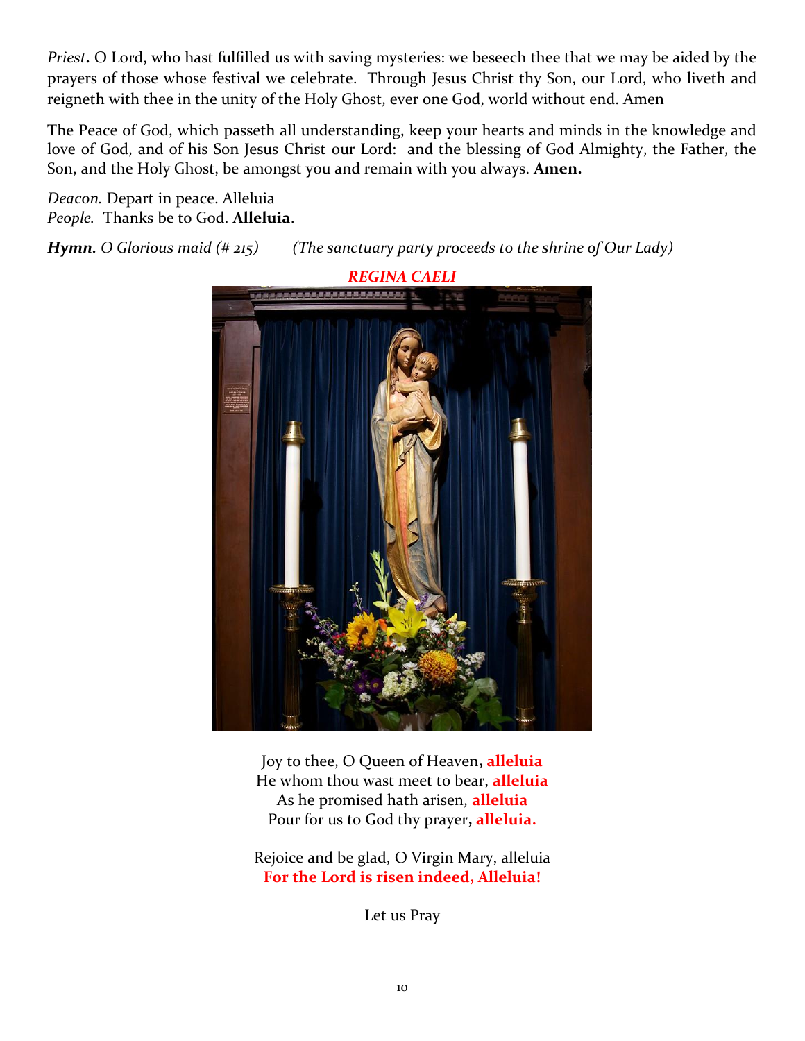*Priest***.** O Lord, who hast fulfilled us with saving mysteries: we beseech thee that we may be aided by the prayers of those whose festival we celebrate. Through Jesus Christ thy Son, our Lord, who liveth and reigneth with thee in the unity of the Holy Ghost, ever one God, world without end. Amen

The Peace of God, which passeth all understanding, keep your hearts and minds in the knowledge and love of God, and of his Son Jesus Christ our Lord: and the blessing of God Almighty, the Father, the Son, and the Holy Ghost, be amongst you and remain with you always. **Amen.**

*Deacon.* Depart in peace. Alleluia
*People.* Thanks be to God. **Alleluia**.

***Hymn.*** *O Glorious maid (# 215)* *(The sanctuary party proceeds to the shrine of Our Lady)*

***REGINA CAELI***

Joy to thee, O Queen of Heaven**, alleluia**
He whom thou wast meet to bear, **alleluia**
As he promised hath arisen, **alleluia**
Pour for us to God thy prayer**, alleluia.**

Rejoice and be glad, O Virgin Mary, alleluia
**For the Lord is risen indeed, Alleluia!**

Let us Pray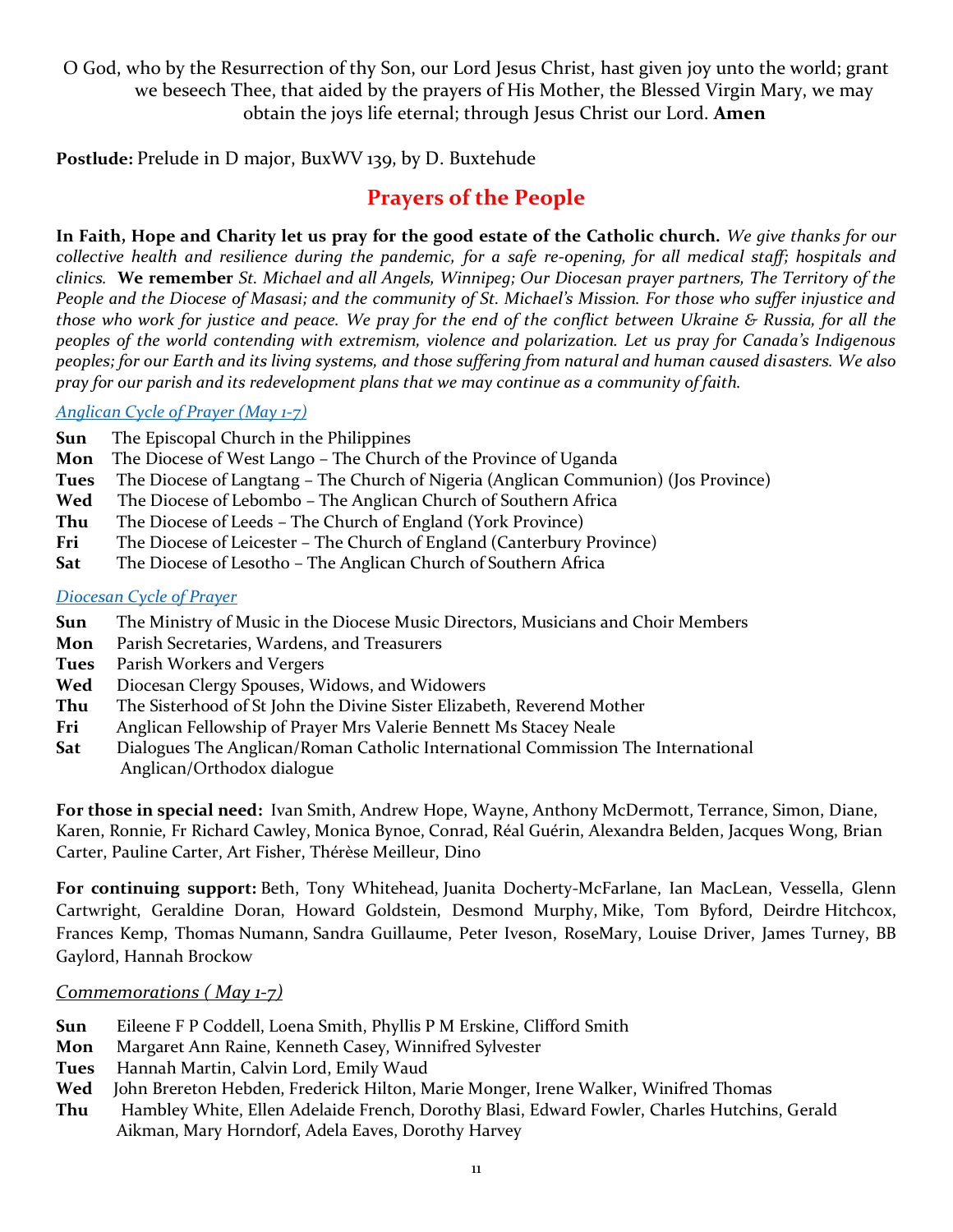O God, who by the Resurrection of thy Son, our Lord Jesus Christ, hast given joy unto the world; grant we beseech Thee, that aided by the prayers of His Mother, the Blessed Virgin Mary, we may obtain the joys life eternal; through Jesus Christ our Lord. **Amen**

**Postlude:** Prelude in D major, BuxWV 139, by D. Buxtehude

## Prayers of the People

**In Faith, Hope and Charity let us pray for the good estate of the Catholic church.** *We give thanks for our collective health and resilience during the pandemic, for a safe re-opening, for all medical staff; hospitals and clinics.* **We remember** *St. Michael and all Angels, Winnipeg; Our Diocesan prayer partners, The Territory of the People and the Diocese of Masasi; and the community of St. Michael's Mission. For those who suffer injustice and those who work for justice and peace. We pray for the end of the conflict between Ukraine & Russia, for all the peoples of the world contending with extremism, violence and polarization. Let us pray for Canada's Indigenous peoples; for our Earth and its living systems, and those suffering from natural and human caused disasters. We also pray for our parish and its redevelopment plans that we may continue as a community of faith.*

*Anglican Cycle of Prayer (May 1-7)*

**Sun** The Episcopal Church in the Philippines
**Mon** The Diocese of West Lango – The Church of the Province of Uganda
**Tues** The Diocese of Langtang – The Church of Nigeria (Anglican Communion) (Jos Province)
**Wed** The Diocese of Lebombo – The Anglican Church of Southern Africa
**Thu** The Diocese of Leeds – The Church of England (York Province)
**Fri** The Diocese of Leicester – The Church of England (Canterbury Province)
**Sat** The Diocese of Lesotho – The Anglican Church of Southern Africa

*Diocesan Cycle of Prayer*

**Sun** The Ministry of Music in the Diocese Music Directors, Musicians and Choir Members
**Mon** Parish Secretaries, Wardens, and Treasurers
**Tues** Parish Workers and Vergers
**Wed** Diocesan Clergy Spouses, Widows, and Widowers
**Thu** The Sisterhood of St John the Divine Sister Elizabeth, Reverend Mother
**Fri** Anglican Fellowship of Prayer Mrs Valerie Bennett Ms Stacey Neale
**Sat** Dialogues The Anglican/Roman Catholic International Commission The International Anglican/Orthodox dialogue

**For those in special need:** Ivan Smith, Andrew Hope, Wayne, Anthony McDermott, Terrance, Simon, Diane, Karen, Ronnie, Fr Richard Cawley, Monica Bynoe, Conrad, Réal Guérin, Alexandra Belden, Jacques Wong, Brian Carter, Pauline Carter, Art Fisher, Thérèse Meilleur, Dino

**For continuing support:** Beth, Tony Whitehead, Juanita Docherty-McFarlane, Ian MacLean, Vessella, Glenn Cartwright, Geraldine Doran, Howard Goldstein, Desmond Murphy, Mike, Tom Byford, Deirdre Hitchcox, Frances Kemp, Thomas Numann, Sandra Guillaume, Peter Iveson, RoseMary, Louise Driver, James Turney, BB Gaylord, Hannah Brockow

*Commemorations ( May 1-7)*

**Sun** Eileene F P Coddell, Loena Smith, Phyllis P M Erskine, Clifford Smith
**Mon** Margaret Ann Raine, Kenneth Casey, Winnifred Sylvester
**Tues** Hannah Martin, Calvin Lord, Emily Waud
**Wed** John Brereton Hebden, Frederick Hilton, Marie Monger, Irene Walker, Winifred Thomas
**Thu** Hambley White, Ellen Adelaide French, Dorothy Blasi, Edward Fowler, Charles Hutchins, Gerald Aikman, Mary Horndorf, Adela Eaves, Dorothy Harvey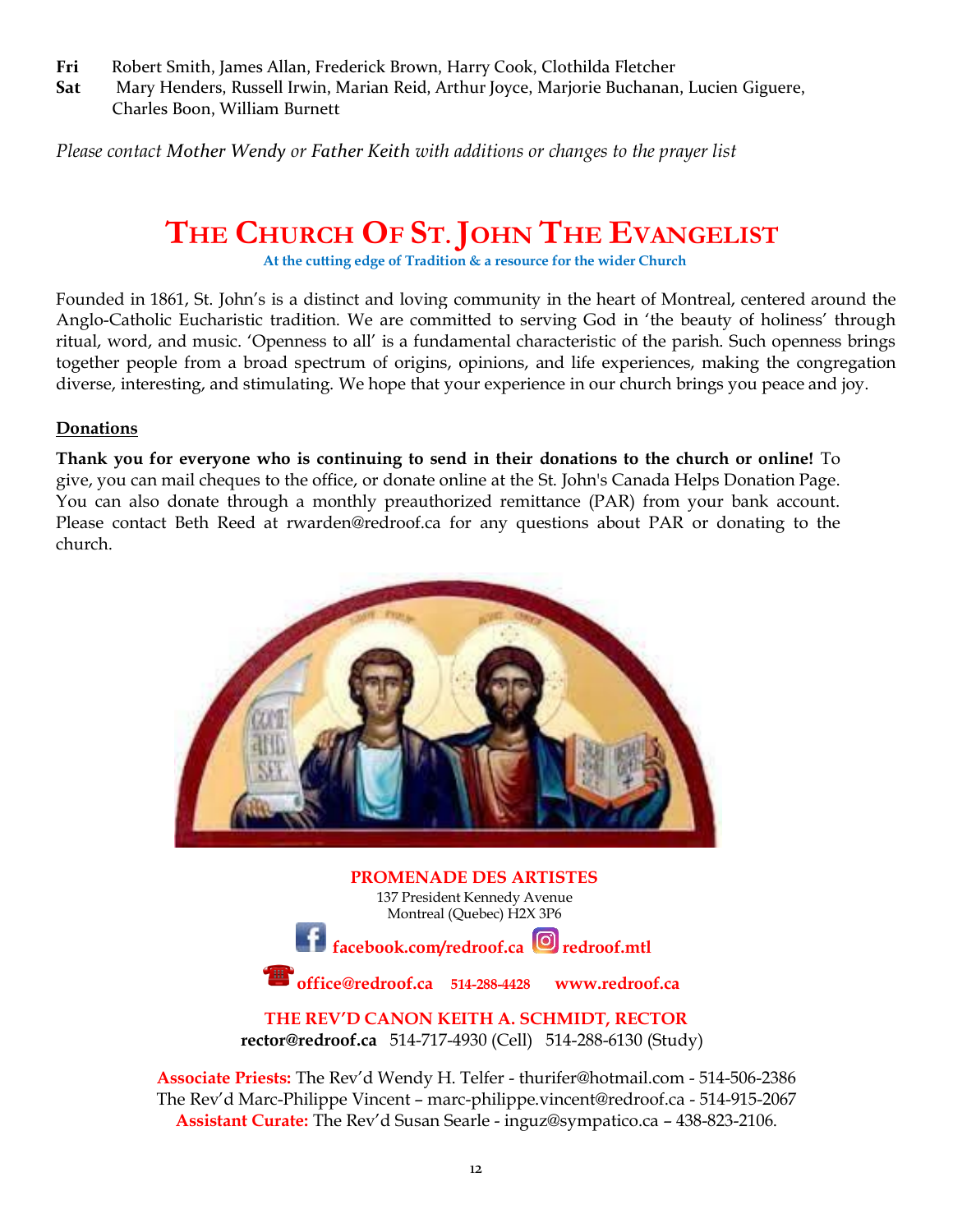**Fri** Robert Smith, James Allan, Frederick Brown, Harry Cook, Clothilda Fletcher
**Sat** Mary Henders, Russell Irwin, Marian Reid, Arthur Joyce, Marjorie Buchanan, Lucien Giguere, Charles Boon, William Burnett

*Please contact* Mother Wendy *or* Father Keith *with additions or changes to the prayer list*

# THE CHURCH OF ST. JOHN THE EVANGELIST

**At the cutting edge of Tradition & a resource for the wider Church**

Founded in 1861, St. John's is a distinct and loving community in the heart of Montreal, centered around the Anglo-Catholic Eucharistic tradition. We are committed to serving God in 'the beauty of holiness' through ritual, word, and music. 'Openness to all' is a fundamental characteristic of the parish. Such openness brings together people from a broad spectrum of origins, opinions, and life experiences, making the congregation diverse, interesting, and stimulating. We hope that your experience in our church brings you peace and joy.

## Donations

**Thank you for everyone who is continuing to send in their donations to the church or online!** To give, you can mail cheques to the office, or donate online at the St. John's Canada Helps Donation Page. You can also donate through a monthly preauthorized remittance (PAR) from your bank account. Please contact Beth Reed at rwarden@redroof.ca for any questions about PAR or donating to the church.

**PROMENADE DES ARTISTES**
137 President Kennedy Avenue
Montreal (Quebec) H2X 3P6

**facebook.com/redroof.ca** **redroof.mtl**

**office@redroof.ca** **514-288-4428** **www.redroof.ca**

**THE REV'D CANON KEITH A. SCHMIDT, RECTOR**
**rector@redroof.ca** 514-717-4930 (Cell) 514-288-6130 (Study)

**Associate Priests:** The Rev'd Wendy H. Telfer - thurifer@hotmail.com - 514-506-2386
The Rev'd Marc-Philippe Vincent – marc-philippe.vincent@redroof.ca - 514-915-2067
**Assistant Curate:** The Rev'd Susan Searle - inguz@sympatico.ca – 438-823-2106.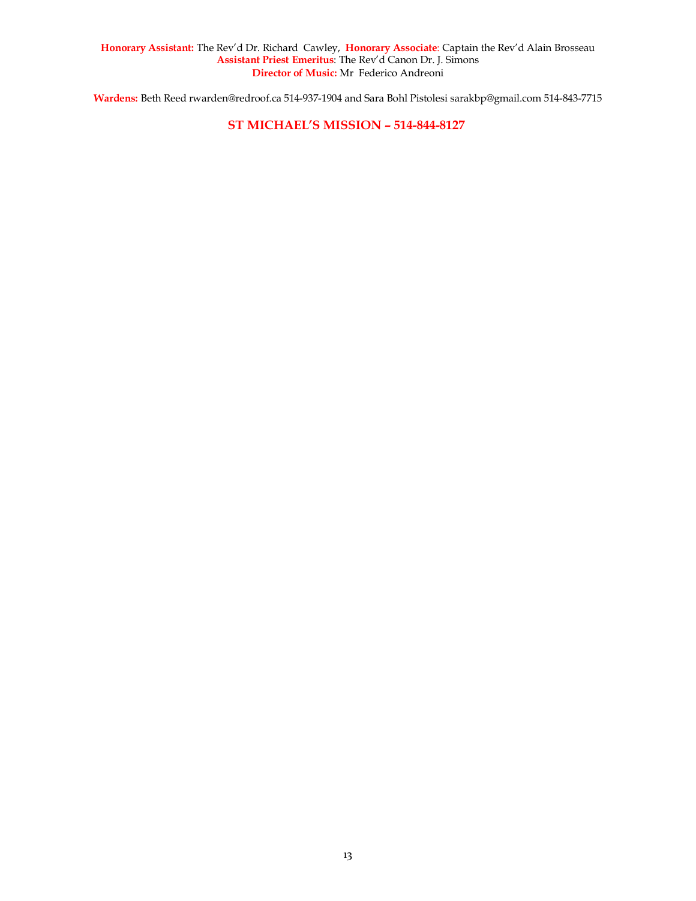**Honorary Assistant:** The Rev'd Dr. Richard Cawley, **Honorary Associate**: Captain the Rev'd Alain Brosseau
**Assistant Priest Emeritus**: The Rev'd Canon Dr. J. Simons
**Director of Music:** Mr Federico Andreoni

**Wardens:** Beth Reed rwarden@redroof.ca 514-937-1904 and Sara Bohl Pistolesi sarakbp@gmail.com 514-843-7715

**ST MICHAEL'S MISSION – 514-844-8127**